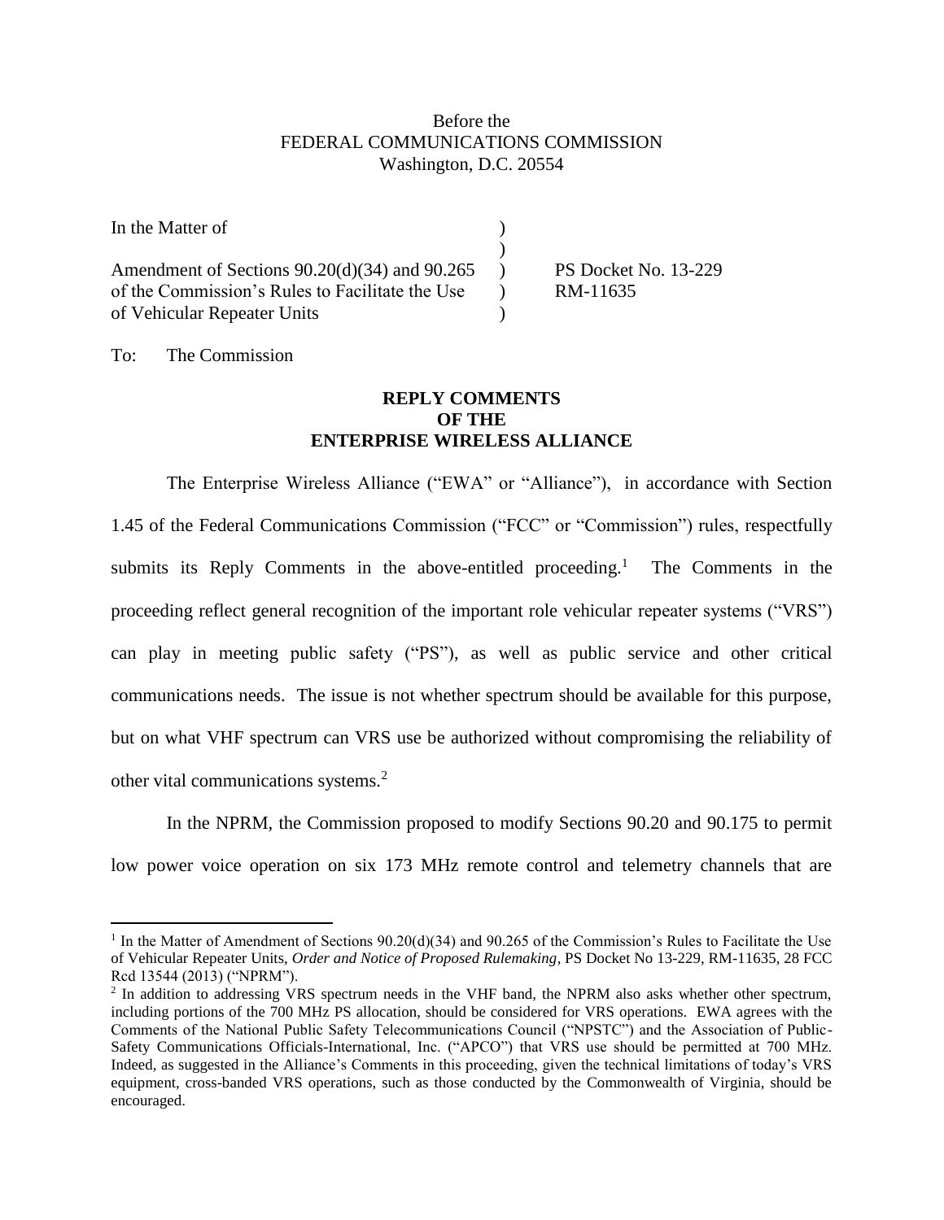Before the
FEDERAL COMMUNICATIONS COMMISSION
Washington, D.C. 20554

| | | |
|---|---|---|
| In the Matter of | ) | |
| | ) | |
| Amendment of Sections 90.20(d)(34) and 90.265 | ) | PS Docket No. 13-229 |
| of the Commission's Rules to Facilitate the Use | ) | RM-11635 |
| of Vehicular Repeater Units | ) | |

To: The Commission

**REPLY COMMENTS**
**OF THE**
**ENTERPRISE WIRELESS ALLIANCE**

The Enterprise Wireless Alliance ("EWA" or "Alliance"), in accordance with Section 1.45 of the Federal Communications Commission ("FCC" or "Commission") rules, respectfully submits its Reply Comments in the above-entitled proceeding.[1] The Comments in the proceeding reflect general recognition of the important role vehicular repeater systems ("VRS") can play in meeting public safety ("PS"), as well as public service and other critical communications needs. The issue is not whether spectrum should be available for this purpose, but on what VHF spectrum can VRS use be authorized without compromising the reliability of other vital communications systems.[2]

In the NPRM, the Commission proposed to modify Sections 90.20 and 90.175 to permit low power voice operation on six 173 MHz remote control and telemetry channels that are

---

[1] In the Matter of Amendment of Sections 90.20(d)(34) and 90.265 of the Commission's Rules to Facilitate the Use of Vehicular Repeater Units, *Order and Notice of Proposed Rulemaking*, PS Docket No 13-229, RM-11635, 28 FCC Rcd 13544 (2013) ("NPRM").

[2] In addition to addressing VRS spectrum needs in the VHF band, the NPRM also asks whether other spectrum, including portions of the 700 MHz PS allocation, should be considered for VRS operations. EWA agrees with the Comments of the National Public Safety Telecommunications Council ("NPSTC") and the Association of Public-Safety Communications Officials-International, Inc. ("APCO") that VRS use should be permitted at 700 MHz. Indeed, as suggested in the Alliance's Comments in this proceeding, given the technical limitations of today's VRS equipment, cross-banded VRS operations, such as those conducted by the Commonwealth of Virginia, should be encouraged.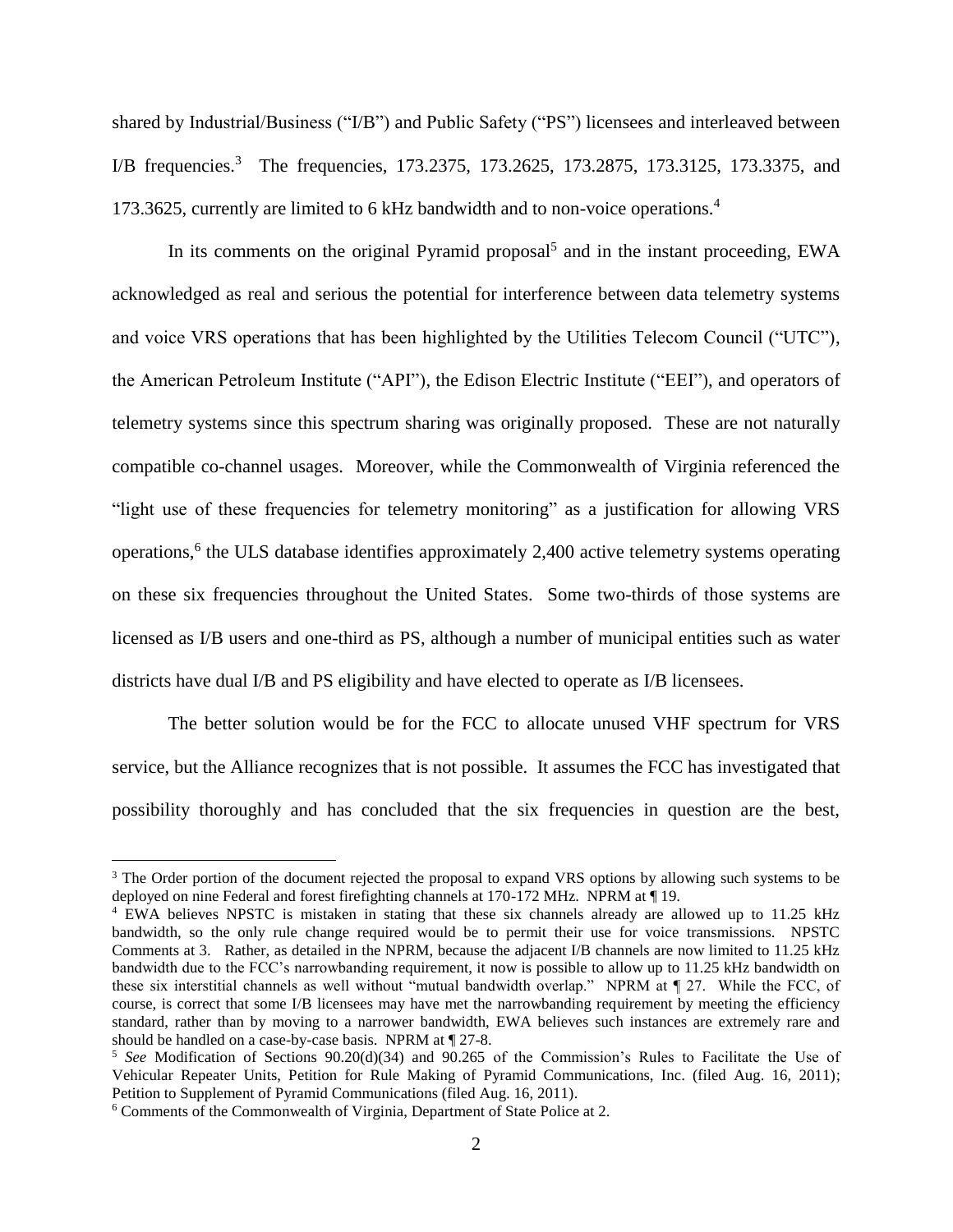shared by Industrial/Business ("I/B") and Public Safety ("PS") licensees and interleaved between I/B frequencies.[3] The frequencies, 173.2375, 173.2625, 173.2875, 173.3125, 173.3375, and 173.3625, currently are limited to 6 kHz bandwidth and to non-voice operations.[4]

In its comments on the original Pyramid proposal[5] and in the instant proceeding, EWA acknowledged as real and serious the potential for interference between data telemetry systems and voice VRS operations that has been highlighted by the Utilities Telecom Council ("UTC"), the American Petroleum Institute ("API"), the Edison Electric Institute ("EEI"), and operators of telemetry systems since this spectrum sharing was originally proposed. These are not naturally compatible co-channel usages. Moreover, while the Commonwealth of Virginia referenced the "light use of these frequencies for telemetry monitoring" as a justification for allowing VRS operations,[6] the ULS database identifies approximately 2,400 active telemetry systems operating on these six frequencies throughout the United States. Some two-thirds of those systems are licensed as I/B users and one-third as PS, although a number of municipal entities such as water districts have dual I/B and PS eligibility and have elected to operate as I/B licensees.

The better solution would be for the FCC to allocate unused VHF spectrum for VRS service, but the Alliance recognizes that is not possible. It assumes the FCC has investigated that possibility thoroughly and has concluded that the six frequencies in question are the best,

---

[3] The Order portion of the document rejected the proposal to expand VRS options by allowing such systems to be deployed on nine Federal and forest firefighting channels at 170-172 MHz. NPRM at ¶ 19.

[4] EWA believes NPSTC is mistaken in stating that these six channels already are allowed up to 11.25 kHz bandwidth, so the only rule change required would be to permit their use for voice transmissions. NPSTC Comments at 3. Rather, as detailed in the NPRM, because the adjacent I/B channels are now limited to 11.25 kHz bandwidth due to the FCC's narrowbanding requirement, it now is possible to allow up to 11.25 kHz bandwidth on these six interstitial channels as well without "mutual bandwidth overlap." NPRM at ¶ 27. While the FCC, of course, is correct that some I/B licensees may have met the narrowbanding requirement by meeting the efficiency standard, rather than by moving to a narrower bandwidth, EWA believes such instances are extremely rare and should be handled on a case-by-case basis. NPRM at ¶ 27-8.

[5] *See* Modification of Sections 90.20(d)(34) and 90.265 of the Commission's Rules to Facilitate the Use of Vehicular Repeater Units, Petition for Rule Making of Pyramid Communications, Inc. (filed Aug. 16, 2011); Petition to Supplement of Pyramid Communications (filed Aug. 16, 2011).

[6] Comments of the Commonwealth of Virginia, Department of State Police at 2.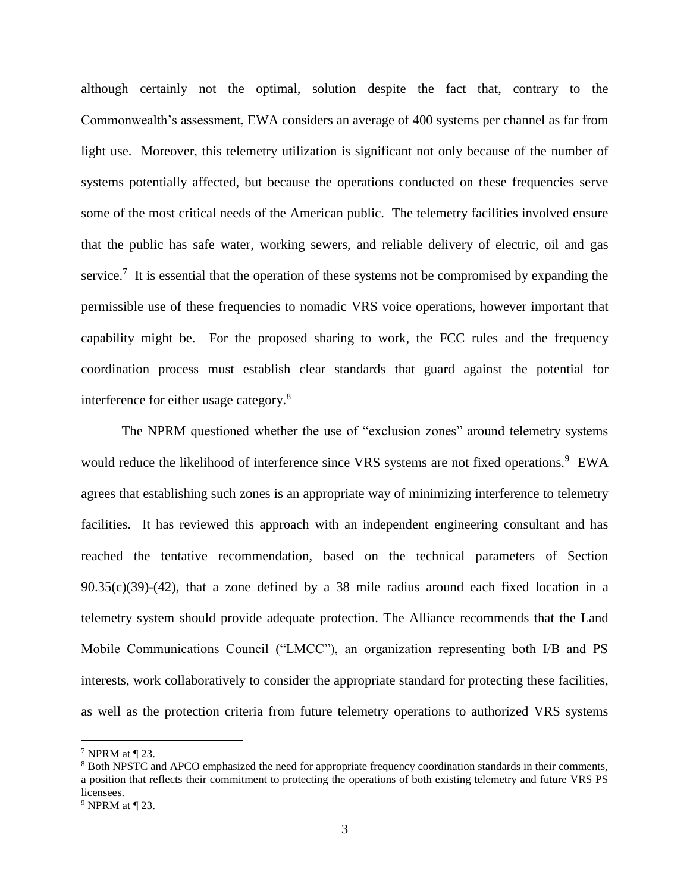although certainly not the optimal, solution despite the fact that, contrary to the Commonwealth's assessment, EWA considers an average of 400 systems per channel as far from light use. Moreover, this telemetry utilization is significant not only because of the number of systems potentially affected, but because the operations conducted on these frequencies serve some of the most critical needs of the American public. The telemetry facilities involved ensure that the public has safe water, working sewers, and reliable delivery of electric, oil and gas service.[7] It is essential that the operation of these systems not be compromised by expanding the permissible use of these frequencies to nomadic VRS voice operations, however important that capability might be. For the proposed sharing to work, the FCC rules and the frequency coordination process must establish clear standards that guard against the potential for interference for either usage category.[8]

The NPRM questioned whether the use of "exclusion zones" around telemetry systems would reduce the likelihood of interference since VRS systems are not fixed operations.[9] EWA agrees that establishing such zones is an appropriate way of minimizing interference to telemetry facilities. It has reviewed this approach with an independent engineering consultant and has reached the tentative recommendation, based on the technical parameters of Section 90.35(c)(39)-(42), that a zone defined by a 38 mile radius around each fixed location in a telemetry system should provide adequate protection. The Alliance recommends that the Land Mobile Communications Council ("LMCC"), an organization representing both I/B and PS interests, work collaboratively to consider the appropriate standard for protecting these facilities, as well as the protection criteria from future telemetry operations to authorized VRS systems

---

[7] NPRM at ¶ 23.

[8] Both NPSTC and APCO emphasized the need for appropriate frequency coordination standards in their comments, a position that reflects their commitment to protecting the operations of both existing telemetry and future VRS PS licensees.

[9] NPRM at ¶ 23.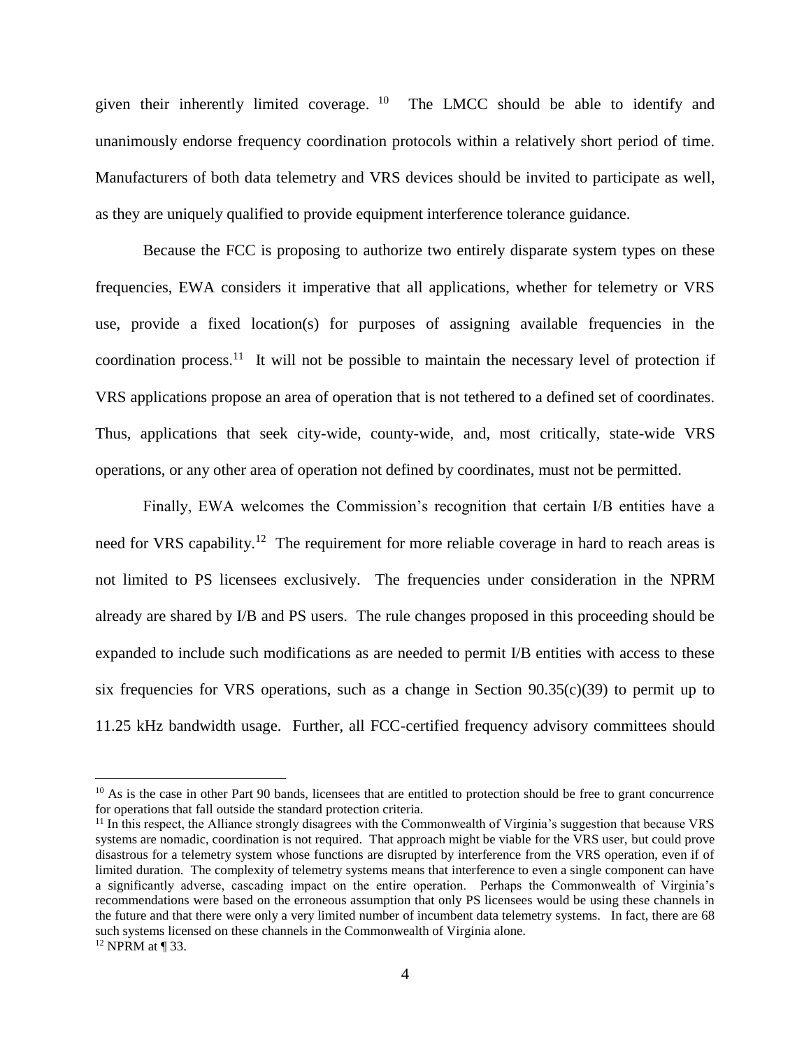given their inherently limited coverage.[10] The LMCC should be able to identify and unanimously endorse frequency coordination protocols within a relatively short period of time. Manufacturers of both data telemetry and VRS devices should be invited to participate as well, as they are uniquely qualified to provide equipment interference tolerance guidance.

Because the FCC is proposing to authorize two entirely disparate system types on these frequencies, EWA considers it imperative that all applications, whether for telemetry or VRS use, provide a fixed location(s) for purposes of assigning available frequencies in the coordination process.[11] It will not be possible to maintain the necessary level of protection if VRS applications propose an area of operation that is not tethered to a defined set of coordinates. Thus, applications that seek city-wide, county-wide, and, most critically, state-wide VRS operations, or any other area of operation not defined by coordinates, must not be permitted.

Finally, EWA welcomes the Commission's recognition that certain I/B entities have a need for VRS capability.[12] The requirement for more reliable coverage in hard to reach areas is not limited to PS licensees exclusively. The frequencies under consideration in the NPRM already are shared by I/B and PS users. The rule changes proposed in this proceeding should be expanded to include such modifications as are needed to permit I/B entities with access to these six frequencies for VRS operations, such as a change in Section 90.35(c)(39) to permit up to 11.25 kHz bandwidth usage. Further, all FCC-certified frequency advisory committees should

---

[10] As is the case in other Part 90 bands, licensees that are entitled to protection should be free to grant concurrence for operations that fall outside the standard protection criteria.

[11] In this respect, the Alliance strongly disagrees with the Commonwealth of Virginia's suggestion that because VRS systems are nomadic, coordination is not required. That approach might be viable for the VRS user, but could prove disastrous for a telemetry system whose functions are disrupted by interference from the VRS operation, even if of limited duration. The complexity of telemetry systems means that interference to even a single component can have a significantly adverse, cascading impact on the entire operation. Perhaps the Commonwealth of Virginia's recommendations were based on the erroneous assumption that only PS licensees would be using these channels in the future and that there were only a very limited number of incumbent data telemetry systems. In fact, there are 68 such systems licensed on these channels in the Commonwealth of Virginia alone.

[12] NPRM at ¶ 33.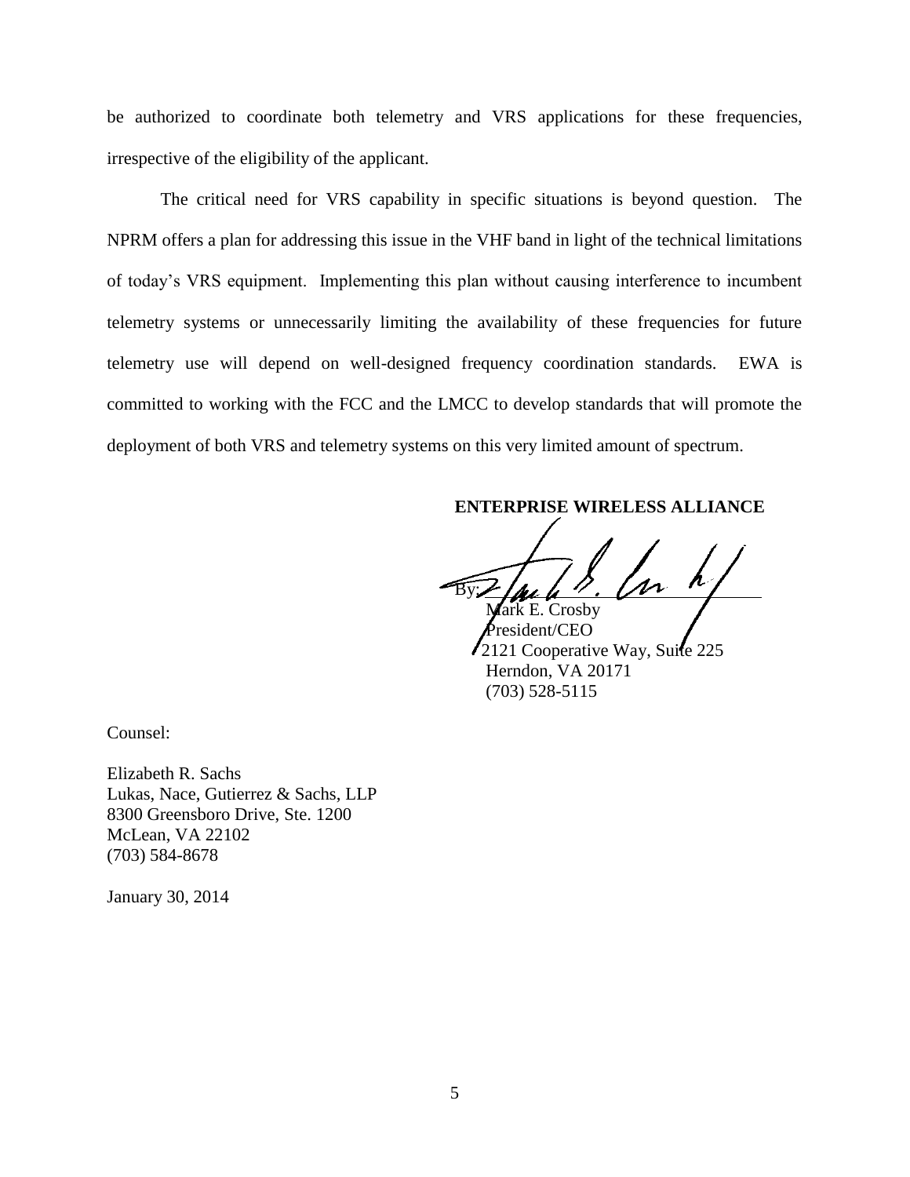be authorized to coordinate both telemetry and VRS applications for these frequencies, irrespective of the eligibility of the applicant.

The critical need for VRS capability in specific situations is beyond question. The NPRM offers a plan for addressing this issue in the VHF band in light of the technical limitations of today's VRS equipment. Implementing this plan without causing interference to incumbent telemetry systems or unnecessarily limiting the availability of these frequencies for future telemetry use will depend on well-designed frequency coordination standards. EWA is committed to working with the FCC and the LMCC to develop standards that will promote the deployment of both VRS and telemetry systems on this very limited amount of spectrum.

**ENTERPRISE WIRELESS ALLIANCE**

By: ______________________________
Mark E. Crosby
President/CEO
2121 Cooperative Way, Suite 225
Herndon, VA 20171
(703) 528-5115

Counsel:

Elizabeth R. Sachs
Lukas, Nace, Gutierrez & Sachs, LLP
8300 Greensboro Drive, Ste. 1200
McLean, VA 22102
(703) 584-8678

January 30, 2014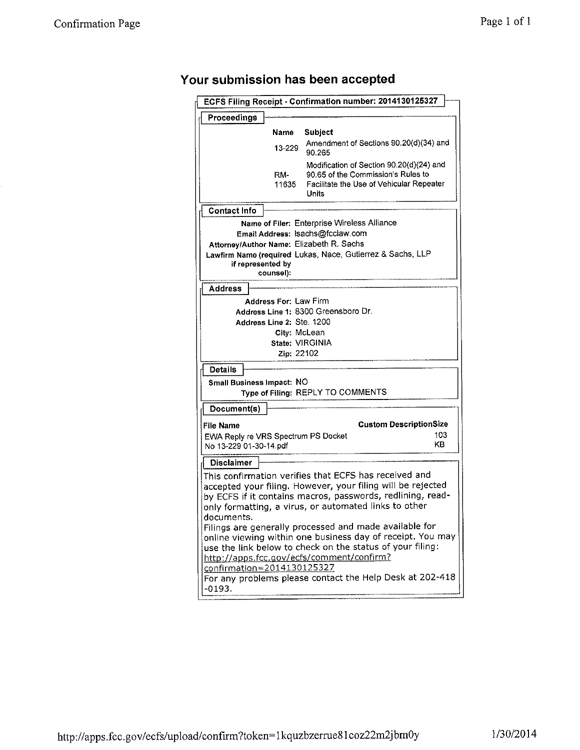# Your submission has been accepted

## ECFS Filing Receipt - Confirmation number: 2014130125327

### Proceedings

| Name | Subject |
|---|---|
| 13-229 | Amendment of Sections 90.20(d)(34) and 90.265 |
| RM-11635 | Modification of Section 90.20(d)(24) and 90.65 of the Commission's Rules to Facilitate the Use of Vehicular Repeater Units |

### Contact Info

| | |
|---|---|
| Name of Filer: | Enterprise Wireless Alliance |
| Email Address: | lsachs@fcclaw.com |
| Attorney/Author Name: | Elizabeth R. Sachs |
| Lawfirm Name (required if represented by counsel): | Lukas, Nace, Gutierrez & Sachs, LLP |

### Address

| | |
|---|---|
| Address For: | Law Firm |
| Address Line 1: | 8300 Greensboro Dr. |
| Address Line 2: | Ste. 1200 |
| City: | McLean |
| State: | VIRGINIA |
| Zip: | 22102 |

### Details

| | |
|---|---|
| Small Business Impact: | NO |
| Type of Filing: | REPLY TO COMMENTS |

### Document(s)

| File Name | Custom Description | Size |
|---|---|---|
| EWA Reply re VRS Spectrum PS Docket No 13-229 01-30-14.pdf | | 103 KB |

### Disclaimer

This confirmation verifies that ECFS has received and accepted your filing. However, your filing will be rejected by ECFS if it contains macros, passwords, redlining, read-only formatting, a virus, or automated links to other documents.

Filings are generally processed and made available for online viewing within one business day of receipt. You may use the link below to check on the status of your filing: http://apps.fcc.gov/ecfs/comment/confirm?confirmation=2014130125327

For any problems please contact the Help Desk at 202-418-0193.